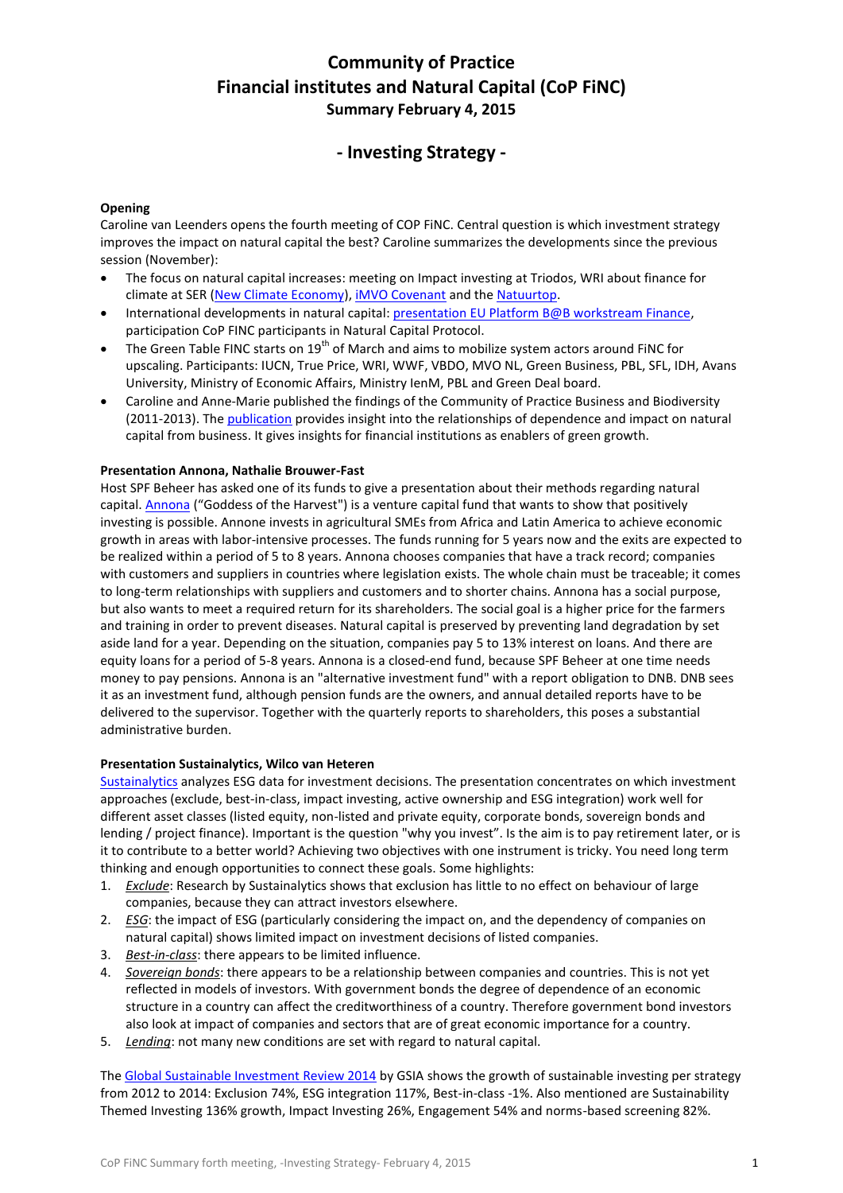# Community of Practice
# Financial institutes and Natural Capital (CoP FiNC)
### Summary February 4, 2015

## - Investing Strategy -

**Opening**

Caroline van Leenders opens the fourth meeting of COP FiNC. Central question is which investment strategy improves the impact on natural capital the best? Caroline summarizes the developments since the previous session (November):

- The focus on natural capital increases: meeting on Impact investing at Triodos, WRI about finance for climate at SER (New Climate Economy), iMVO Covenant and the Natuurtop.
- International developments in natural capital: presentation EU Platform B@B workstream Finance, participation CoP FINC participants in Natural Capital Protocol.
- The Green Table FINC starts on 19th of March and aims to mobilize system actors around FiNC for upscaling. Participants: IUCN, True Price, WRI, WWF, VBDO, MVO NL, Green Business, PBL, SFL, IDH, Avans University, Ministry of Economic Affairs, Ministry IenM, PBL and Green Deal board.
- Caroline and Anne-Marie published the findings of the Community of Practice Business and Biodiversity (2011-2013). The publication provides insight into the relationships of dependence and impact on natural capital from business. It gives insights for financial institutions as enablers of green growth.

**Presentation Annona, Nathalie Brouwer-Fast**

Host SPF Beheer has asked one of its funds to give a presentation about their methods regarding natural capital. Annona ("Goddess of the Harvest") is a venture capital fund that wants to show that positively investing is possible. Annone invests in agricultural SMEs from Africa and Latin America to achieve economic growth in areas with labor-intensive processes. The funds running for 5 years now and the exits are expected to be realized within a period of 5 to 8 years. Annona chooses companies that have a track record; companies with customers and suppliers in countries where legislation exists. The whole chain must be traceable; it comes to long-term relationships with suppliers and customers and to shorter chains. Annona has a social purpose, but also wants to meet a required return for its shareholders. The social goal is a higher price for the farmers and training in order to prevent diseases. Natural capital is preserved by preventing land degradation by set aside land for a year. Depending on the situation, companies pay 5 to 13% interest on loans. And there are equity loans for a period of 5-8 years. Annona is a closed-end fund, because SPF Beheer at one time needs money to pay pensions. Annona is an "alternative investment fund" with a report obligation to DNB. DNB sees it as an investment fund, although pension funds are the owners, and annual detailed reports have to be delivered to the supervisor. Together with the quarterly reports to shareholders, this poses a substantial administrative burden.

**Presentation Sustainalytics, Wilco van Heteren**

Sustainalytics analyzes ESG data for investment decisions. The presentation concentrates on which investment approaches (exclude, best-in-class, impact investing, active ownership and ESG integration) work well for different asset classes (listed equity, non-listed and private equity, corporate bonds, sovereign bonds and lending / project finance). Important is the question "why you invest". Is the aim is to pay retirement later, or is it to contribute to a better world? Achieving two objectives with one instrument is tricky. You need long term thinking and enough opportunities to connect these goals. Some highlights:

1. *Exclude*: Research by Sustainalytics shows that exclusion has little to no effect on behaviour of large companies, because they can attract investors elsewhere.
2. *ESG*: the impact of ESG (particularly considering the impact on, and the dependency of companies on natural capital) shows limited impact on investment decisions of listed companies.
3. *Best-in-class*: there appears to be limited influence.
4. *Sovereign bonds*: there appears to be a relationship between companies and countries. This is not yet reflected in models of investors. With government bonds the degree of dependence of an economic structure in a country can affect the creditworthiness of a country. Therefore government bond investors also look at impact of companies and sectors that are of great economic importance for a country.
5. *Lending*: not many new conditions are set with regard to natural capital.

The Global Sustainable Investment Review 2014 by GSIA shows the growth of sustainable investing per strategy from 2012 to 2014: Exclusion 74%, ESG integration 117%, Best-in-class -1%. Also mentioned are Sustainability Themed Investing 136% growth, Impact Investing 26%, Engagement 54% and norms-based screening 82%.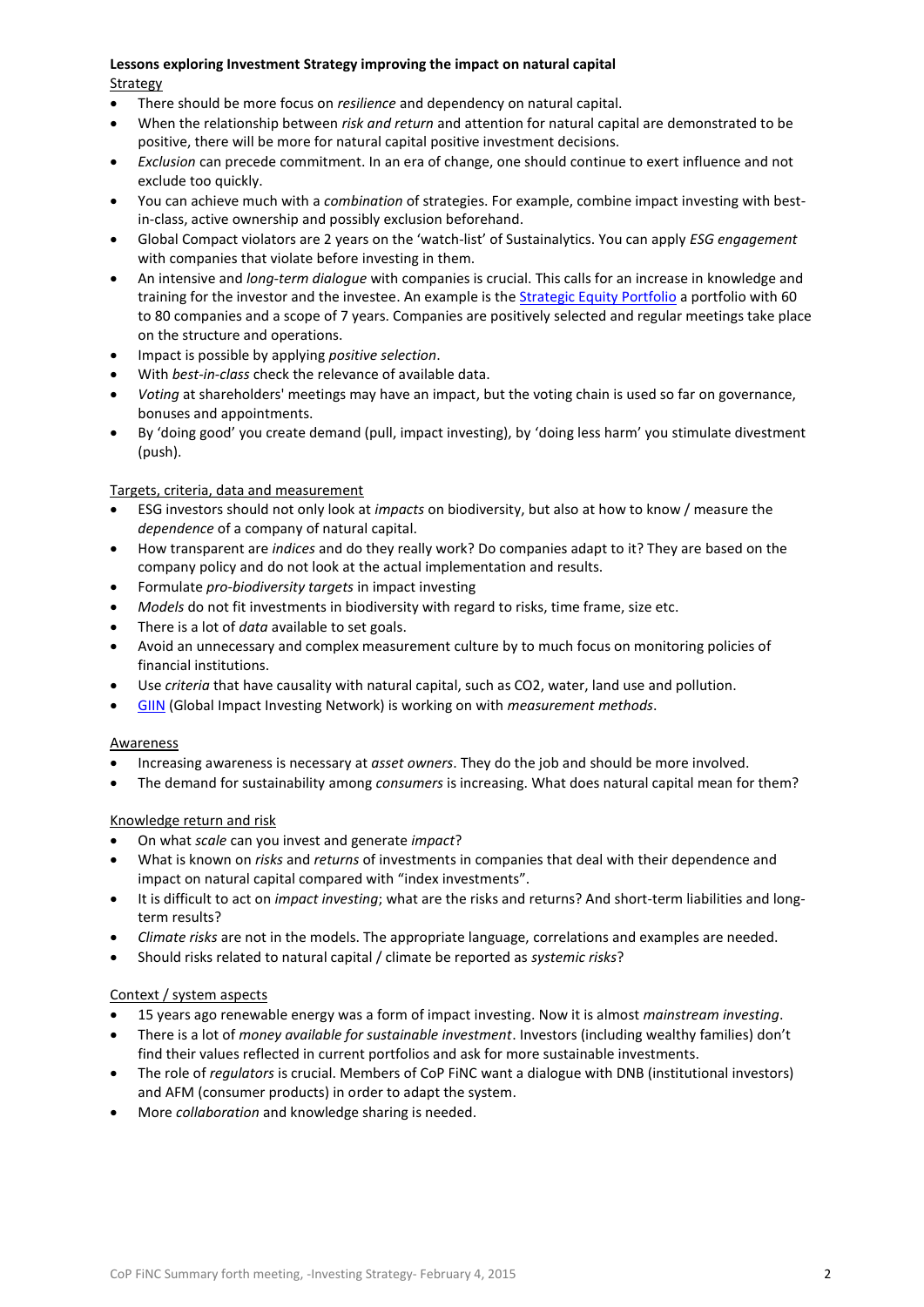**Lessons exploring Investment Strategy improving the impact on natural capital**

Strategy

- There should be more focus on *resilience* and dependency on natural capital.
- When the relationship between *risk and return* and attention for natural capital are demonstrated to be positive, there will be more for natural capital positive investment decisions.
- *Exclusion* can precede commitment. In an era of change, one should continue to exert influence and not exclude too quickly.
- You can achieve much with a *combination* of strategies. For example, combine impact investing with best-in-class, active ownership and possibly exclusion beforehand.
- Global Compact violators are 2 years on the 'watch-list' of Sustainalytics. You can apply *ESG engagement* with companies that violate before investing in them.
- An intensive and *long-term dialogue* with companies is crucial. This calls for an increase in knowledge and training for the investor and the investee. An example is the Strategic Equity Portfolio a portfolio with 60 to 80 companies and a scope of 7 years. Companies are positively selected and regular meetings take place on the structure and operations.
- Impact is possible by applying *positive selection*.
- With *best-in-class* check the relevance of available data.
- *Voting* at shareholders' meetings may have an impact, but the voting chain is used so far on governance, bonuses and appointments.
- By 'doing good' you create demand (pull, impact investing), by 'doing less harm' you stimulate divestment (push).

Targets, criteria, data and measurement

- ESG investors should not only look at *impacts* on biodiversity, but also at how to know / measure the *dependence* of a company of natural capital.
- How transparent are *indices* and do they really work? Do companies adapt to it? They are based on the company policy and do not look at the actual implementation and results.
- Formulate *pro-biodiversity targets* in impact investing
- *Models* do not fit investments in biodiversity with regard to risks, time frame, size etc.
- There is a lot of *data* available to set goals.
- Avoid an unnecessary and complex measurement culture by to much focus on monitoring policies of financial institutions.
- Use *criteria* that have causality with natural capital, such as CO2, water, land use and pollution.
- GIIN (Global Impact Investing Network) is working on with *measurement methods*.

Awareness

- Increasing awareness is necessary at *asset owners*. They do the job and should be more involved.
- The demand for sustainability among *consumers* is increasing. What does natural capital mean for them?

Knowledge return and risk

- On what *scale* can you invest and generate *impact*?
- What is known on *risks* and *returns* of investments in companies that deal with their dependence and impact on natural capital compared with "index investments".
- It is difficult to act on *impact investing*; what are the risks and returns? And short-term liabilities and long-term results?
- *Climate risks* are not in the models. The appropriate language, correlations and examples are needed.
- Should risks related to natural capital / climate be reported as *systemic risks*?

Context / system aspects

- 15 years ago renewable energy was a form of impact investing. Now it is almost *mainstream investing*.
- There is a lot of *money available for sustainable investment*. Investors (including wealthy families) don't find their values reflected in current portfolios and ask for more sustainable investments.
- The role of *regulators* is crucial. Members of CoP FiNC want a dialogue with DNB (institutional investors) and AFM (consumer products) in order to adapt the system.
- More *collaboration* and knowledge sharing is needed.